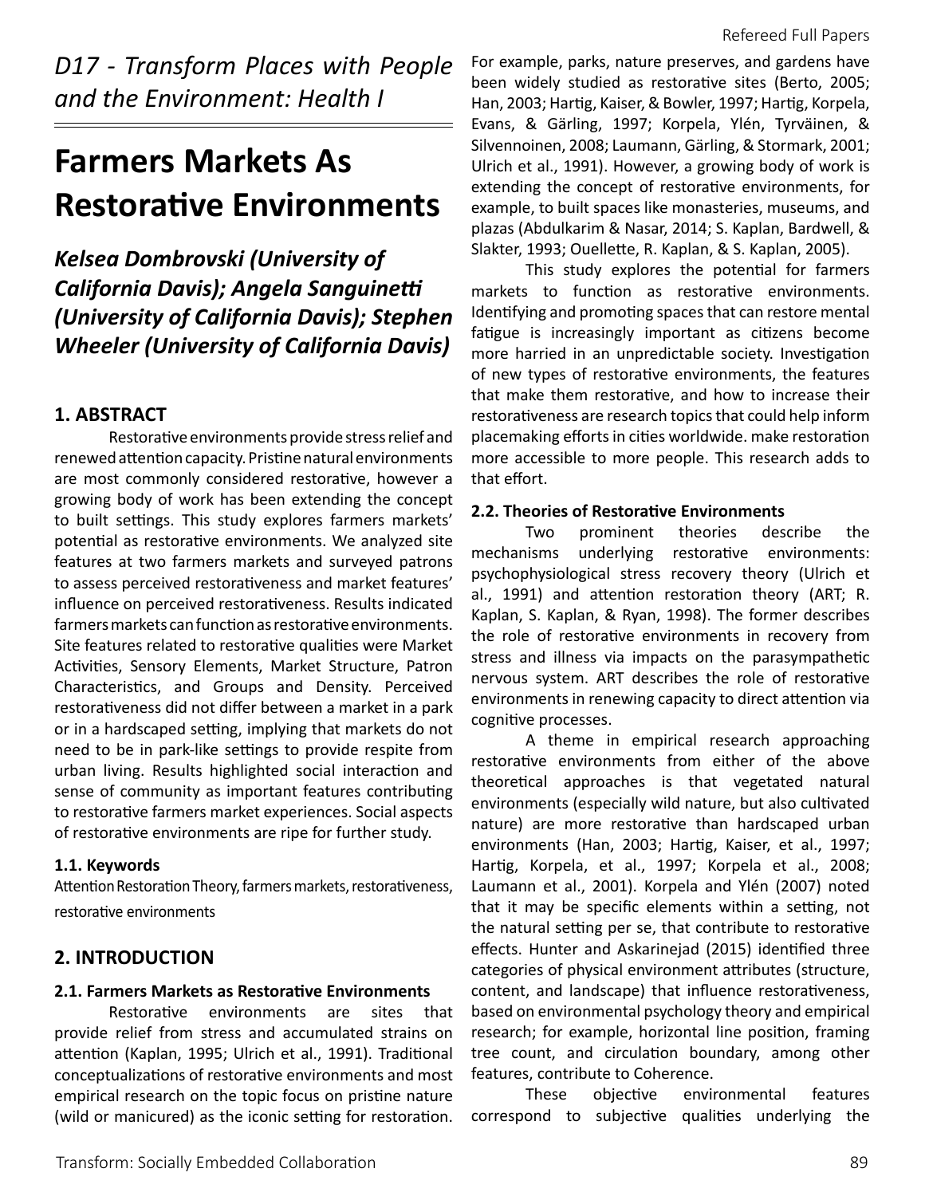*D17 - Transform Places with People and the Environment: Health I*

# Farmers Markets As Restorative Environments

***Kelsea Dombrovski (University of California Davis); Angela Sanguinetti (University of California Davis); Stephen Wheeler (University of California Davis)***

## 1. ABSTRACT

Restorative environments provide stress relief and renewed attention capacity. Pristine natural environments are most commonly considered restorative, however a growing body of work has been extending the concept to built settings. This study explores farmers markets' potential as restorative environments. We analyzed site features at two farmers markets and surveyed patrons to assess perceived restorativeness and market features' influence on perceived restorativeness. Results indicated farmers markets can function as restorative environments. Site features related to restorative qualities were Market Activities, Sensory Elements, Market Structure, Patron Characteristics, and Groups and Density. Perceived restorativeness did not differ between a market in a park or in a hardscaped setting, implying that markets do not need to be in park-like settings to provide respite from urban living. Results highlighted social interaction and sense of community as important features contributing to restorative farmers market experiences. Social aspects of restorative environments are ripe for further study.

### 1.1. Keywords

Attention Restoration Theory, farmers markets, restorativeness, restorative environments

## 2. INTRODUCTION

### 2.1. Farmers Markets as Restorative Environments

Restorative environments are sites that provide relief from stress and accumulated strains on attention (Kaplan, 1995; Ulrich et al., 1991). Traditional conceptualizations of restorative environments and most empirical research on the topic focus on pristine nature (wild or manicured) as the iconic setting for restoration. For example, parks, nature preserves, and gardens have been widely studied as restorative sites (Berto, 2005; Han, 2003; Hartig, Kaiser, & Bowler, 1997; Hartig, Korpela, Evans, & Gärling, 1997; Korpela, Ylén, Tyrväinen, & Silvennoinen, 2008; Laumann, Gärling, & Stormark, 2001; Ulrich et al., 1991). However, a growing body of work is extending the concept of restorative environments, for example, to built spaces like monasteries, museums, and plazas (Abdulkarim & Nasar, 2014; S. Kaplan, Bardwell, & Slakter, 1993; Ouellette, R. Kaplan, & S. Kaplan, 2005).

This study explores the potential for farmers markets to function as restorative environments. Identifying and promoting spaces that can restore mental fatigue is increasingly important as citizens become more harried in an unpredictable society. Investigation of new types of restorative environments, the features that make them restorative, and how to increase their restorativeness are research topics that could help inform placemaking efforts in cities worldwide. make restoration more accessible to more people. This research adds to that effort.

### 2.2. Theories of Restorative Environments

Two prominent theories describe the mechanisms underlying restorative environments: psychophysiological stress recovery theory (Ulrich et al., 1991) and attention restoration theory (ART; R. Kaplan, S. Kaplan, & Ryan, 1998). The former describes the role of restorative environments in recovery from stress and illness via impacts on the parasympathetic nervous system. ART describes the role of restorative environments in renewing capacity to direct attention via cognitive processes.

A theme in empirical research approaching restorative environments from either of the above theoretical approaches is that vegetated natural environments (especially wild nature, but also cultivated nature) are more restorative than hardscaped urban environments (Han, 2003; Hartig, Kaiser, et al., 1997; Hartig, Korpela, et al., 1997; Korpela et al., 2008; Laumann et al., 2001). Korpela and Ylén (2007) noted that it may be specific elements within a setting, not the natural setting per se, that contribute to restorative effects. Hunter and Askarinejad (2015) identified three categories of physical environment attributes (structure, content, and landscape) that influence restorativeness, based on environmental psychology theory and empirical research; for example, horizontal line position, framing tree count, and circulation boundary, among other features, contribute to Coherence.

These objective environmental features correspond to subjective qualities underlying the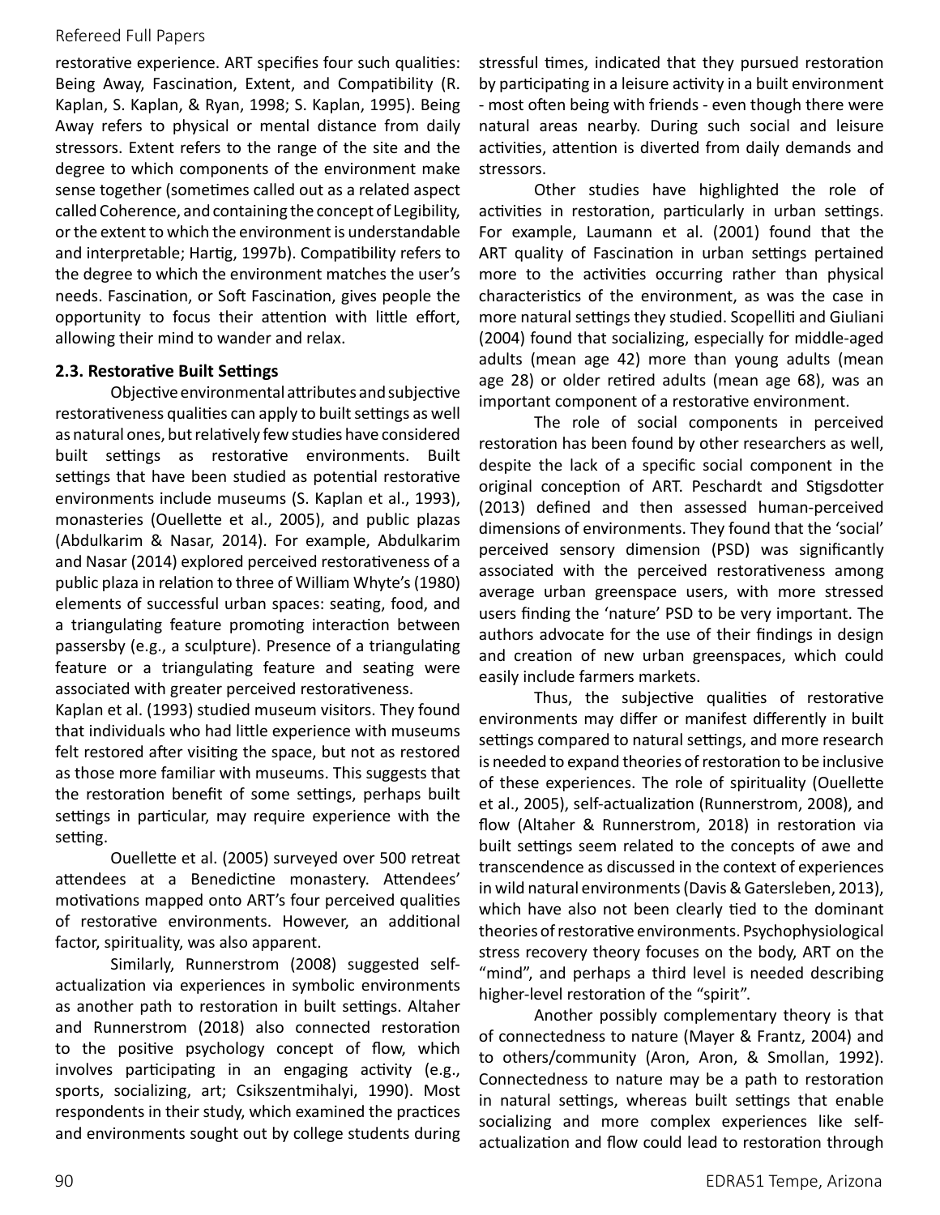restorative experience. ART specifies four such qualities: Being Away, Fascination, Extent, and Compatibility (R. Kaplan, S. Kaplan, & Ryan, 1998; S. Kaplan, 1995). Being Away refers to physical or mental distance from daily stressors. Extent refers to the range of the site and the degree to which components of the environment make sense together (sometimes called out as a related aspect called Coherence, and containing the concept of Legibility, or the extent to which the environment is understandable and interpretable; Hartig, 1997b). Compatibility refers to the degree to which the environment matches the user's needs. Fascination, or Soft Fascination, gives people the opportunity to focus their attention with little effort, allowing their mind to wander and relax.

### 2.3. Restorative Built Settings

Objective environmental attributes and subjective restorativeness qualities can apply to built settings as well as natural ones, but relatively few studies have considered built settings as restorative environments. Built settings that have been studied as potential restorative environments include museums (S. Kaplan et al., 1993), monasteries (Ouellette et al., 2005), and public plazas (Abdulkarim & Nasar, 2014). For example, Abdulkarim and Nasar (2014) explored perceived restorativeness of a public plaza in relation to three of William Whyte's (1980) elements of successful urban spaces: seating, food, and a triangulating feature promoting interaction between passersby (e.g., a sculpture). Presence of a triangulating feature or a triangulating feature and seating were associated with greater perceived restorativeness.

Kaplan et al. (1993) studied museum visitors. They found that individuals who had little experience with museums felt restored after visiting the space, but not as restored as those more familiar with museums. This suggests that the restoration benefit of some settings, perhaps built settings in particular, may require experience with the setting.

Ouellette et al. (2005) surveyed over 500 retreat attendees at a Benedictine monastery. Attendees' motivations mapped onto ART's four perceived qualities of restorative environments. However, an additional factor, spirituality, was also apparent.

Similarly, Runnerstrom (2008) suggested self-actualization via experiences in symbolic environments as another path to restoration in built settings. Altaher and Runnerstrom (2018) also connected restoration to the positive psychology concept of flow, which involves participating in an engaging activity (e.g., sports, socializing, art; Csikszentmihalyi, 1990). Most respondents in their study, which examined the practices and environments sought out by college students during stressful times, indicated that they pursued restoration by participating in a leisure activity in a built environment - most often being with friends - even though there were natural areas nearby. During such social and leisure activities, attention is diverted from daily demands and stressors.

Other studies have highlighted the role of activities in restoration, particularly in urban settings. For example, Laumann et al. (2001) found that the ART quality of Fascination in urban settings pertained more to the activities occurring rather than physical characteristics of the environment, as was the case in more natural settings they studied. Scopelliti and Giuliani (2004) found that socializing, especially for middle-aged adults (mean age 42) more than young adults (mean age 28) or older retired adults (mean age 68), was an important component of a restorative environment.

The role of social components in perceived restoration has been found by other researchers as well, despite the lack of a specific social component in the original conception of ART. Peschardt and Stigsdotter (2013) defined and then assessed human-perceived dimensions of environments. They found that the 'social' perceived sensory dimension (PSD) was significantly associated with the perceived restorativeness among average urban greenspace users, with more stressed users finding the 'nature' PSD to be very important. The authors advocate for the use of their findings in design and creation of new urban greenspaces, which could easily include farmers markets.

Thus, the subjective qualities of restorative environments may differ or manifest differently in built settings compared to natural settings, and more research is needed to expand theories of restoration to be inclusive of these experiences. The role of spirituality (Ouellette et al., 2005), self-actualization (Runnerstrom, 2008), and flow (Altaher & Runnerstrom, 2018) in restoration via built settings seem related to the concepts of awe and transcendence as discussed in the context of experiences in wild natural environments (Davis & Gatersleben, 2013), which have also not been clearly tied to the dominant theories of restorative environments. Psychophysiological stress recovery theory focuses on the body, ART on the "mind", and perhaps a third level is needed describing higher-level restoration of the "spirit".

Another possibly complementary theory is that of connectedness to nature (Mayer & Frantz, 2004) and to others/community (Aron, Aron, & Smollan, 1992). Connectedness to nature may be a path to restoration in natural settings, whereas built settings that enable socializing and more complex experiences like self-actualization and flow could lead to restoration through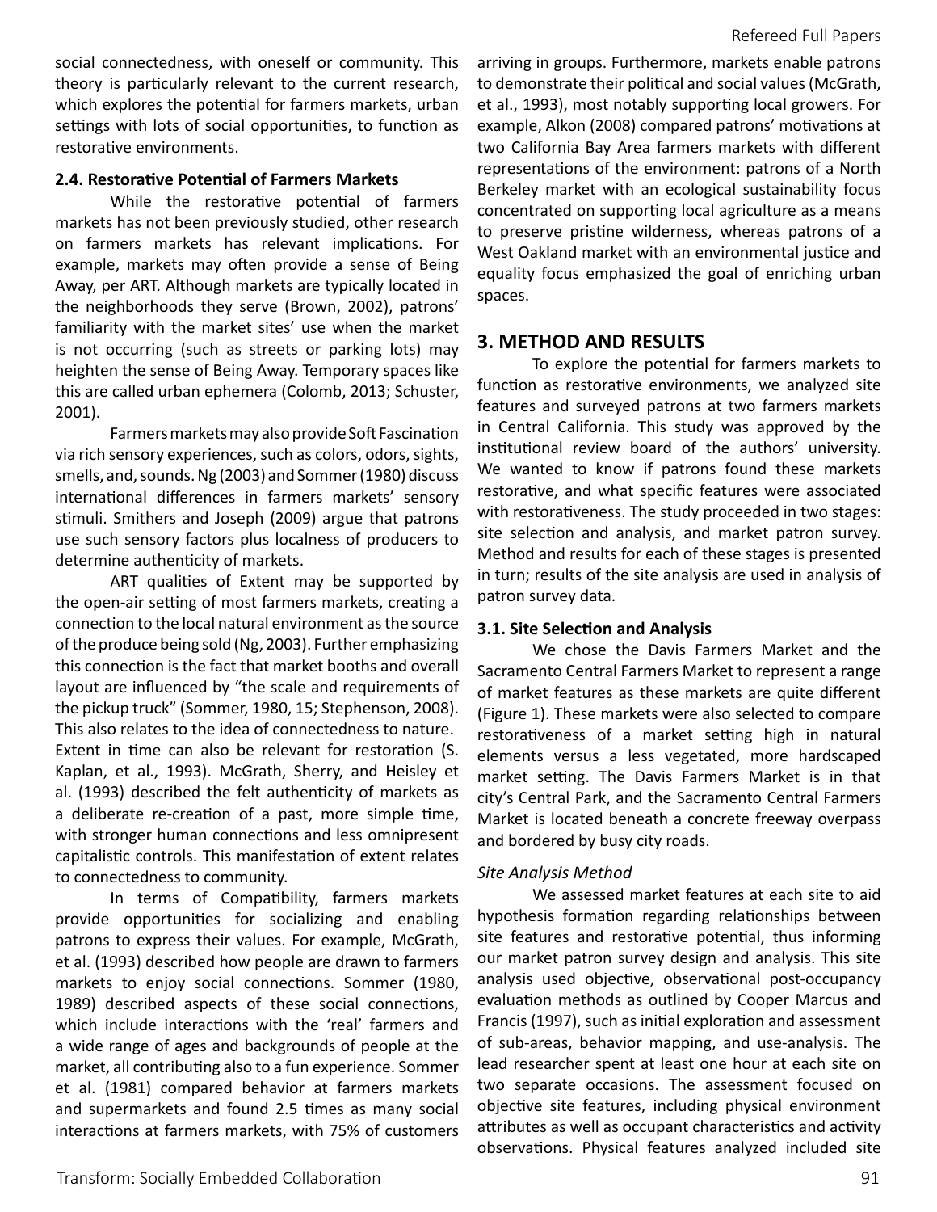social connectedness, with oneself or community. This theory is particularly relevant to the current research, which explores the potential for farmers markets, urban settings with lots of social opportunities, to function as restorative environments.

### 2.4. Restorative Potential of Farmers Markets

While the restorative potential of farmers markets has not been previously studied, other research on farmers markets has relevant implications. For example, markets may often provide a sense of Being Away, per ART. Although markets are typically located in the neighborhoods they serve (Brown, 2002), patrons' familiarity with the market sites' use when the market is not occurring (such as streets or parking lots) may heighten the sense of Being Away. Temporary spaces like this are called urban ephemera (Colomb, 2013; Schuster, 2001).

Farmers markets may also provide Soft Fascination via rich sensory experiences, such as colors, odors, sights, smells, and, sounds. Ng (2003) and Sommer (1980) discuss international differences in farmers markets' sensory stimuli. Smithers and Joseph (2009) argue that patrons use such sensory factors plus localness of producers to determine authenticity of markets.

ART qualities of Extent may be supported by the open-air setting of most farmers markets, creating a connection to the local natural environment as the source of the produce being sold (Ng, 2003). Further emphasizing this connection is the fact that market booths and overall layout are influenced by "the scale and requirements of the pickup truck" (Sommer, 1980, 15; Stephenson, 2008). This also relates to the idea of connectedness to nature. Extent in time can also be relevant for restoration (S. Kaplan, et al., 1993). McGrath, Sherry, and Heisley et al. (1993) described the felt authenticity of markets as a deliberate re-creation of a past, more simple time, with stronger human connections and less omnipresent capitalistic controls. This manifestation of extent relates to connectedness to community.

In terms of Compatibility, farmers markets provide opportunities for socializing and enabling patrons to express their values. For example, McGrath, et al. (1993) described how people are drawn to farmers markets to enjoy social connections. Sommer (1980, 1989) described aspects of these social connections, which include interactions with the 'real' farmers and a wide range of ages and backgrounds of people at the market, all contributing also to a fun experience. Sommer et al. (1981) compared behavior at farmers markets and supermarkets and found 2.5 times as many social interactions at farmers markets, with 75% of customers arriving in groups. Furthermore, markets enable patrons to demonstrate their political and social values (McGrath, et al., 1993), most notably supporting local growers. For example, Alkon (2008) compared patrons' motivations at two California Bay Area farmers markets with different representations of the environment: patrons of a North Berkeley market with an ecological sustainability focus concentrated on supporting local agriculture as a means to preserve pristine wilderness, whereas patrons of a West Oakland market with an environmental justice and equality focus emphasized the goal of enriching urban spaces.

## 3. METHOD AND RESULTS

To explore the potential for farmers markets to function as restorative environments, we analyzed site features and surveyed patrons at two farmers markets in Central California. This study was approved by the institutional review board of the authors' university. We wanted to know if patrons found these markets restorative, and what specific features were associated with restorativeness. The study proceeded in two stages: site selection and analysis, and market patron survey. Method and results for each of these stages is presented in turn; results of the site analysis are used in analysis of patron survey data.

### 3.1. Site Selection and Analysis

We chose the Davis Farmers Market and the Sacramento Central Farmers Market to represent a range of market features as these markets are quite different (Figure 1). These markets were also selected to compare restorativeness of a market setting high in natural elements versus a less vegetated, more hardscaped market setting. The Davis Farmers Market is in that city's Central Park, and the Sacramento Central Farmers Market is located beneath a concrete freeway overpass and bordered by busy city roads.

*Site Analysis Method*

We assessed market features at each site to aid hypothesis formation regarding relationships between site features and restorative potential, thus informing our market patron survey design and analysis. This site analysis used objective, observational post-occupancy evaluation methods as outlined by Cooper Marcus and Francis (1997), such as initial exploration and assessment of sub-areas, behavior mapping, and use-analysis. The lead researcher spent at least one hour at each site on two separate occasions. The assessment focused on objective site features, including physical environment attributes as well as occupant characteristics and activity observations. Physical features analyzed included site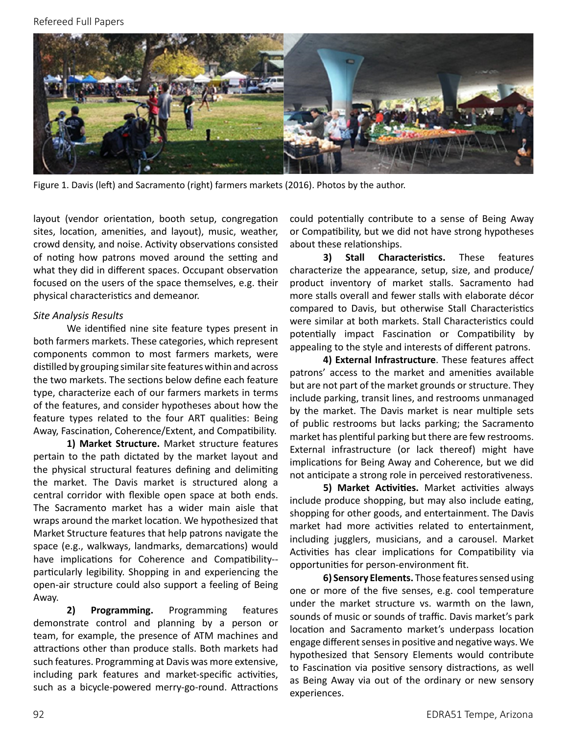Figure 1. Davis (left) and Sacramento (right) farmers markets (2016). Photos by the author.

layout (vendor orientation, booth setup, congregation sites, location, amenities, and layout), music, weather, crowd density, and noise. Activity observations consisted of noting how patrons moved around the setting and what they did in different spaces. Occupant observation focused on the users of the space themselves, e.g. their physical characteristics and demeanor.

*Site Analysis Results*

We identified nine site feature types present in both farmers markets. These categories, which represent components common to most farmers markets, were distilled by grouping similar site features within and across the two markets. The sections below define each feature type, characterize each of our farmers markets in terms of the features, and consider hypotheses about how the feature types related to the four ART qualities: Being Away, Fascination, Coherence/Extent, and Compatibility.

**1) Market Structure.** Market structure features pertain to the path dictated by the market layout and the physical structural features defining and delimiting the market. The Davis market is structured along a central corridor with flexible open space at both ends. The Sacramento market has a wider main aisle that wraps around the market location. We hypothesized that Market Structure features that help patrons navigate the space (e.g., walkways, landmarks, demarcations) would have implications for Coherence and Compatibility--particularly legibility. Shopping in and experiencing the open-air structure could also support a feeling of Being Away.

**2) Programming.** Programming features demonstrate control and planning by a person or team, for example, the presence of ATM machines and attractions other than produce stalls. Both markets had such features. Programming at Davis was more extensive, including park features and market-specific activities, such as a bicycle-powered merry-go-round. Attractions could potentially contribute to a sense of Being Away or Compatibility, but we did not have strong hypotheses about these relationships.

**3) Stall Characteristics.** These features characterize the appearance, setup, size, and produce/product inventory of market stalls. Sacramento had more stalls overall and fewer stalls with elaborate décor compared to Davis, but otherwise Stall Characteristics were similar at both markets. Stall Characteristics could potentially impact Fascination or Compatibility by appealing to the style and interests of different patrons.

**4) External Infrastructure**. These features affect patrons' access to the market and amenities available but are not part of the market grounds or structure. They include parking, transit lines, and restrooms unmanaged by the market. The Davis market is near multiple sets of public restrooms but lacks parking; the Sacramento market has plentiful parking but there are few restrooms. External infrastructure (or lack thereof) might have implications for Being Away and Coherence, but we did not anticipate a strong role in perceived restorativeness.

**5) Market Activities.** Market activities always include produce shopping, but may also include eating, shopping for other goods, and entertainment. The Davis market had more activities related to entertainment, including jugglers, musicians, and a carousel. Market Activities has clear implications for Compatibility via opportunities for person-environment fit.

**6) Sensory Elements.** Those features sensed using one or more of the five senses, e.g. cool temperature under the market structure vs. warmth on the lawn, sounds of music or sounds of traffic. Davis market's park location and Sacramento market's underpass location engage different senses in positive and negative ways. We hypothesized that Sensory Elements would contribute to Fascination via positive sensory distractions, as well as Being Away via out of the ordinary or new sensory experiences.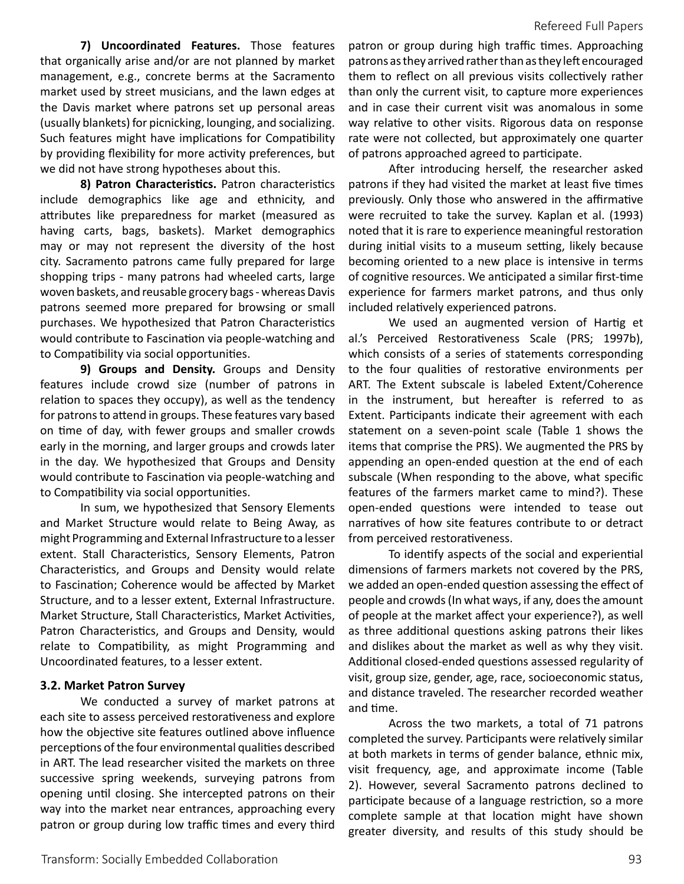**7) Uncoordinated Features.** Those features that organically arise and/or are not planned by market management, e.g., concrete berms at the Sacramento market used by street musicians, and the lawn edges at the Davis market where patrons set up personal areas (usually blankets) for picnicking, lounging, and socializing. Such features might have implications for Compatibility by providing flexibility for more activity preferences, but we did not have strong hypotheses about this.

**8) Patron Characteristics.** Patron characteristics include demographics like age and ethnicity, and attributes like preparedness for market (measured as having carts, bags, baskets). Market demographics may or may not represent the diversity of the host city. Sacramento patrons came fully prepared for large shopping trips - many patrons had wheeled carts, large woven baskets, and reusable grocery bags - whereas Davis patrons seemed more prepared for browsing or small purchases. We hypothesized that Patron Characteristics would contribute to Fascination via people-watching and to Compatibility via social opportunities.

**9) Groups and Density.** Groups and Density features include crowd size (number of patrons in relation to spaces they occupy), as well as the tendency for patrons to attend in groups. These features vary based on time of day, with fewer groups and smaller crowds early in the morning, and larger groups and crowds later in the day. We hypothesized that Groups and Density would contribute to Fascination via people-watching and to Compatibility via social opportunities.

In sum, we hypothesized that Sensory Elements and Market Structure would relate to Being Away, as might Programming and External Infrastructure to a lesser extent. Stall Characteristics, Sensory Elements, Patron Characteristics, and Groups and Density would relate to Fascination; Coherence would be affected by Market Structure, and to a lesser extent, External Infrastructure. Market Structure, Stall Characteristics, Market Activities, Patron Characteristics, and Groups and Density, would relate to Compatibility, as might Programming and Uncoordinated features, to a lesser extent.

### 3.2. Market Patron Survey

We conducted a survey of market patrons at each site to assess perceived restorativeness and explore how the objective site features outlined above influence perceptions of the four environmental qualities described in ART. The lead researcher visited the markets on three successive spring weekends, surveying patrons from opening until closing. She intercepted patrons on their way into the market near entrances, approaching every patron or group during low traffic times and every third patron or group during high traffic times. Approaching patrons as they arrived rather than as they left encouraged them to reflect on all previous visits collectively rather than only the current visit, to capture more experiences and in case their current visit was anomalous in some way relative to other visits. Rigorous data on response rate were not collected, but approximately one quarter of patrons approached agreed to participate.

After introducing herself, the researcher asked patrons if they had visited the market at least five times previously. Only those who answered in the affirmative were recruited to take the survey. Kaplan et al. (1993) noted that it is rare to experience meaningful restoration during initial visits to a museum setting, likely because becoming oriented to a new place is intensive in terms of cognitive resources. We anticipated a similar first-time experience for farmers market patrons, and thus only included relatively experienced patrons.

We used an augmented version of Hartig et al.'s Perceived Restorativeness Scale (PRS; 1997b), which consists of a series of statements corresponding to the four qualities of restorative environments per ART. The Extent subscale is labeled Extent/Coherence in the instrument, but hereafter is referred to as Extent. Participants indicate their agreement with each statement on a seven-point scale (Table 1 shows the items that comprise the PRS). We augmented the PRS by appending an open-ended question at the end of each subscale (When responding to the above, what specific features of the farmers market came to mind?). These open-ended questions were intended to tease out narratives of how site features contribute to or detract from perceived restorativeness.

To identify aspects of the social and experiential dimensions of farmers markets not covered by the PRS, we added an open-ended question assessing the effect of people and crowds (In what ways, if any, does the amount of people at the market affect your experience?), as well as three additional questions asking patrons their likes and dislikes about the market as well as why they visit. Additional closed-ended questions assessed regularity of visit, group size, gender, age, race, socioeconomic status, and distance traveled. The researcher recorded weather and time.

Across the two markets, a total of 71 patrons completed the survey. Participants were relatively similar at both markets in terms of gender balance, ethnic mix, visit frequency, age, and approximate income (Table 2). However, several Sacramento patrons declined to participate because of a language restriction, so a more complete sample at that location might have shown greater diversity, and results of this study should be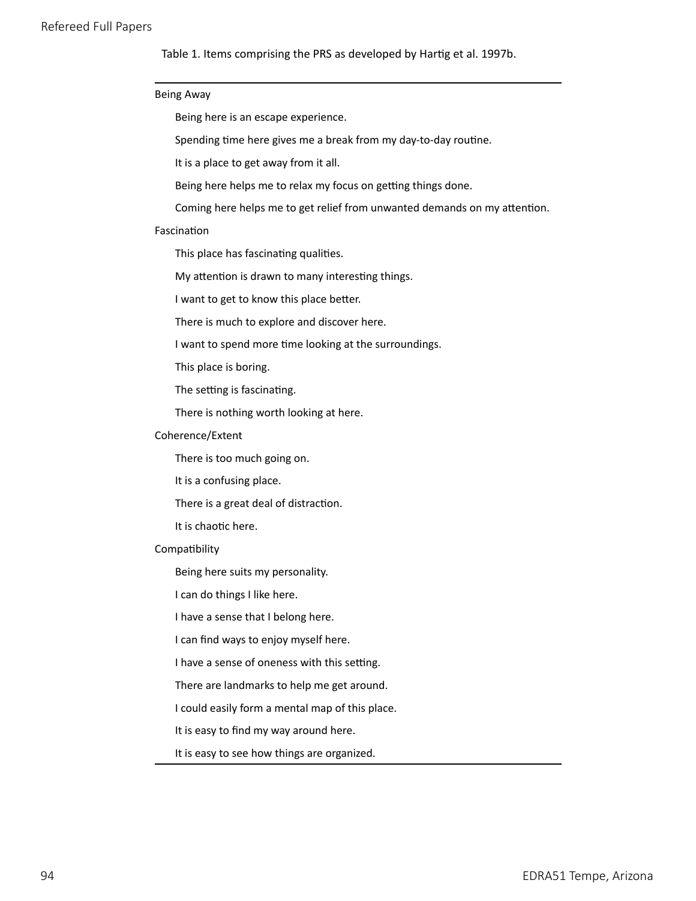Table 1. Items comprising the PRS as developed by Hartig et al. 1997b.

| |
|---|
| Being Away |
| Being here is an escape experience. |
| Spending time here gives me a break from my day-to-day routine. |
| It is a place to get away from it all. |
| Being here helps me to relax my focus on getting things done. |
| Coming here helps me to get relief from unwanted demands on my attention. |
| Fascination |
| This place has fascinating qualities. |
| My attention is drawn to many interesting things. |
| I want to get to know this place better. |
| There is much to explore and discover here. |
| I want to spend more time looking at the surroundings. |
| This place is boring. |
| The setting is fascinating. |
| There is nothing worth looking at here. |
| Coherence/Extent |
| There is too much going on. |
| It is a confusing place. |
| There is a great deal of distraction. |
| It is chaotic here. |
| Compatibility |
| Being here suits my personality. |
| I can do things I like here. |
| I have a sense that I belong here. |
| I can find ways to enjoy myself here. |
| I have a sense of oneness with this setting. |
| There are landmarks to help me get around. |
| I could easily form a mental map of this place. |
| It is easy to find my way around here. |
| It is easy to see how things are organized. |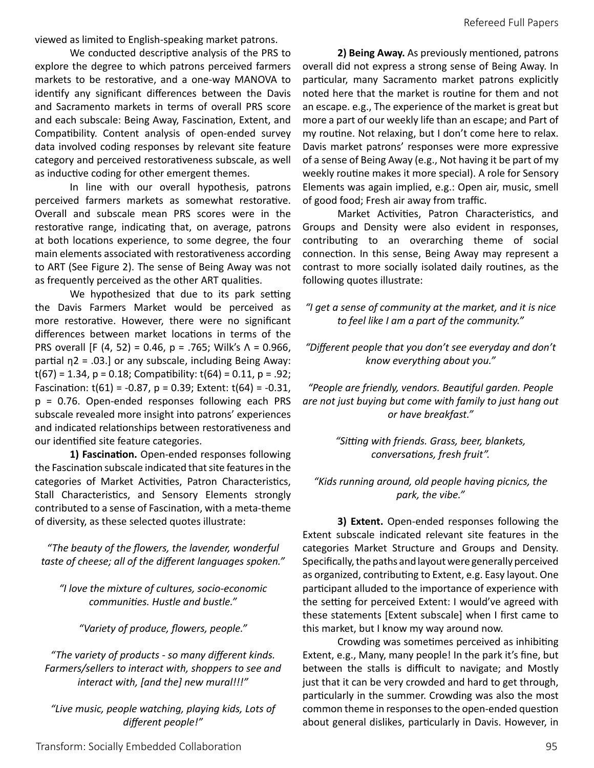viewed as limited to English-speaking market patrons.

We conducted descriptive analysis of the PRS to explore the degree to which patrons perceived farmers markets to be restorative, and a one-way MANOVA to identify any significant differences between the Davis and Sacramento markets in terms of overall PRS score and each subscale: Being Away, Fascination, Extent, and Compatibility. Content analysis of open-ended survey data involved coding responses by relevant site feature category and perceived restorativeness subscale, as well as inductive coding for other emergent themes.

In line with our overall hypothesis, patrons perceived farmers markets as somewhat restorative. Overall and subscale mean PRS scores were in the restorative range, indicating that, on average, patrons at both locations experience, to some degree, the four main elements associated with restorativeness according to ART (See Figure 2). The sense of Being Away was not as frequently perceived as the other ART qualities.

We hypothesized that due to its park setting the Davis Farmers Market would be perceived as more restorative. However, there were no significant differences between market locations in terms of the PRS overall [$F(4, 52) = 0.46$, $p = .765$; Wilk's $\Lambda = 0.966$, partial $\eta^2 = .03$.] or any subscale, including Being Away: $t(67) = 1.34$, $p = 0.18$; Compatibility: $t(64) = 0.11$, $p = .92$; Fascination: $t(61) = -0.87$, $p = 0.39$; Extent: $t(64) = -0.31$, $p = 0.76$. Open-ended responses following each PRS subscale revealed more insight into patrons' experiences and indicated relationships between restorativeness and our identified site feature categories.

**1) Fascination.** Open-ended responses following the Fascination subscale indicated that site features in the categories of Market Activities, Patron Characteristics, Stall Characteristics, and Sensory Elements strongly contributed to a sense of Fascination, with a meta-theme of diversity, as these selected quotes illustrate:

*"The beauty of the flowers, the lavender, wonderful taste of cheese; all of the different languages spoken."*

*"I love the mixture of cultures, socio-economic communities. Hustle and bustle."*

*"Variety of produce, flowers, people."*

*"The variety of products - so many different kinds. Farmers/sellers to interact with, shoppers to see and interact with, [and the] new mural!!!"*

*"Live music, people watching, playing kids, Lots of different people!"*

**2) Being Away.** As previously mentioned, patrons overall did not express a strong sense of Being Away. In particular, many Sacramento market patrons explicitly noted here that the market is routine for them and not an escape. e.g., The experience of the market is great but more a part of our weekly life than an escape; and Part of my routine. Not relaxing, but I don't come here to relax. Davis market patrons' responses were more expressive of a sense of Being Away (e.g., Not having it be part of my weekly routine makes it more special). A role for Sensory Elements was again implied, e.g.: Open air, music, smell of good food; Fresh air away from traffic.

Market Activities, Patron Characteristics, and Groups and Density were also evident in responses, contributing to an overarching theme of social connection. In this sense, Being Away may represent a contrast to more socially isolated daily routines, as the following quotes illustrate:

*"I get a sense of community at the market, and it is nice to feel like I am a part of the community."*

*"Different people that you don't see everyday and don't know everything about you."*

*"People are friendly, vendors. Beautiful garden. People are not just buying but come with family to just hang out or have breakfast."*

*"Sitting with friends. Grass, beer, blankets, conversations, fresh fruit".*

*"Kids running around, old people having picnics, the park, the vibe."*

**3) Extent.** Open-ended responses following the Extent subscale indicated relevant site features in the categories Market Structure and Groups and Density. Specifically, the paths and layout were generally perceived as organized, contributing to Extent, e.g. Easy layout. One participant alluded to the importance of experience with the setting for perceived Extent: I would've agreed with these statements [Extent subscale] when I first came to this market, but I know my way around now.

Crowding was sometimes perceived as inhibiting Extent, e.g., Many, many people! In the park it's fine, but between the stalls is difficult to navigate; and Mostly just that it can be very crowded and hard to get through, particularly in the summer. Crowding was also the most common theme in responses to the open-ended question about general dislikes, particularly in Davis. However, in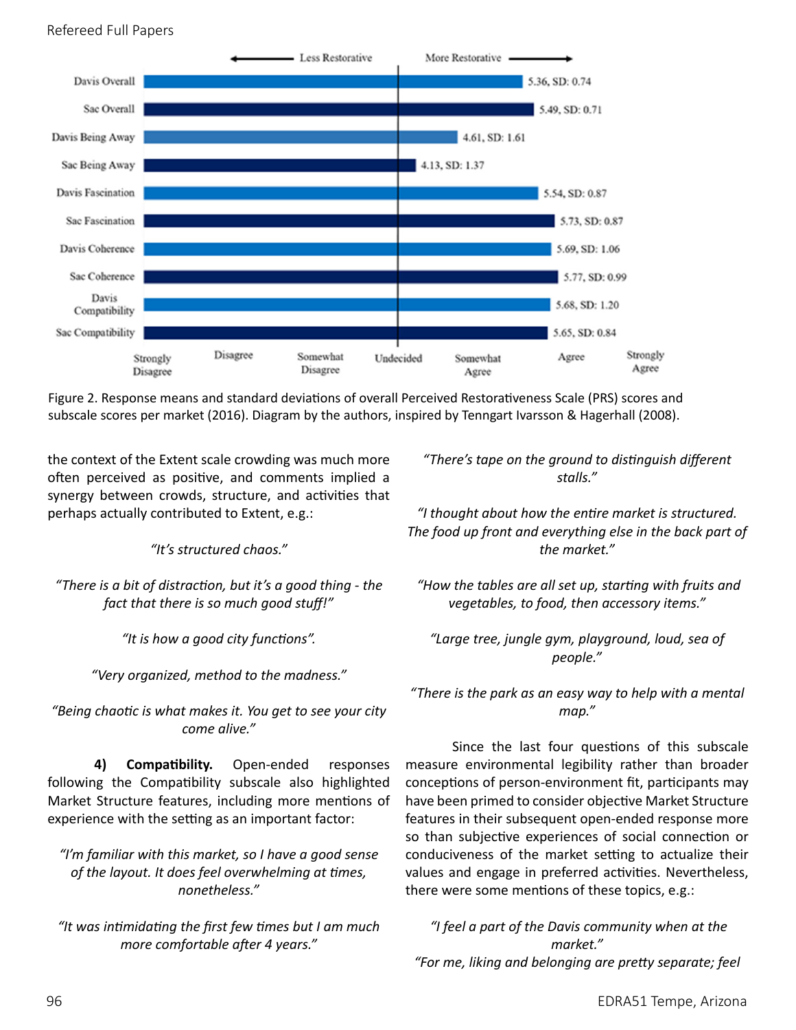Figure 2. Response means and standard deviations of overall Perceived Restorativeness Scale (PRS) scores and subscale scores per market (2016). Diagram by the authors, inspired by Tenngart Ivarsson & Hagerhall (2008).

the context of the Extent scale crowding was much more often perceived as positive, and comments implied a synergy between crowds, structure, and activities that perhaps actually contributed to Extent, e.g.:

> *"It's structured chaos."*
>
> *"There is a bit of distraction, but it's a good thing - the fact that there is so much good stuff!"*
>
> *"It is how a good city functions".*
>
> *"Very organized, method to the madness."*
>
> *"Being chaotic is what makes it. You get to see your city come alive."*

**4) Compatibility.** Open-ended responses following the Compatibility subscale also highlighted Market Structure features, including more mentions of experience with the setting as an important factor:

> *"I'm familiar with this market, so I have a good sense of the layout. It does feel overwhelming at times, nonetheless."*
>
> *"It was intimidating the first few times but I am much more comfortable after 4 years."*
>
> *"There's tape on the ground to distinguish different stalls."*
>
> *"I thought about how the entire market is structured. The food up front and everything else in the back part of the market."*
>
> *"How the tables are all set up, starting with fruits and vegetables, to food, then accessory items."*
>
> *"Large tree, jungle gym, playground, loud, sea of people."*
>
> *"There is the park as an easy way to help with a mental map."*

Since the last four questions of this subscale measure environmental legibility rather than broader conceptions of person-environment fit, participants may have been primed to consider objective Market Structure features in their subsequent open-ended response more so than subjective experiences of social connection or conduciveness of the market setting to actualize their values and engage in preferred activities. Nevertheless, there were some mentions of these topics, e.g.:

> *"I feel a part of the Davis community when at the market."*
>
> *"For me, liking and belonging are pretty separate; feel*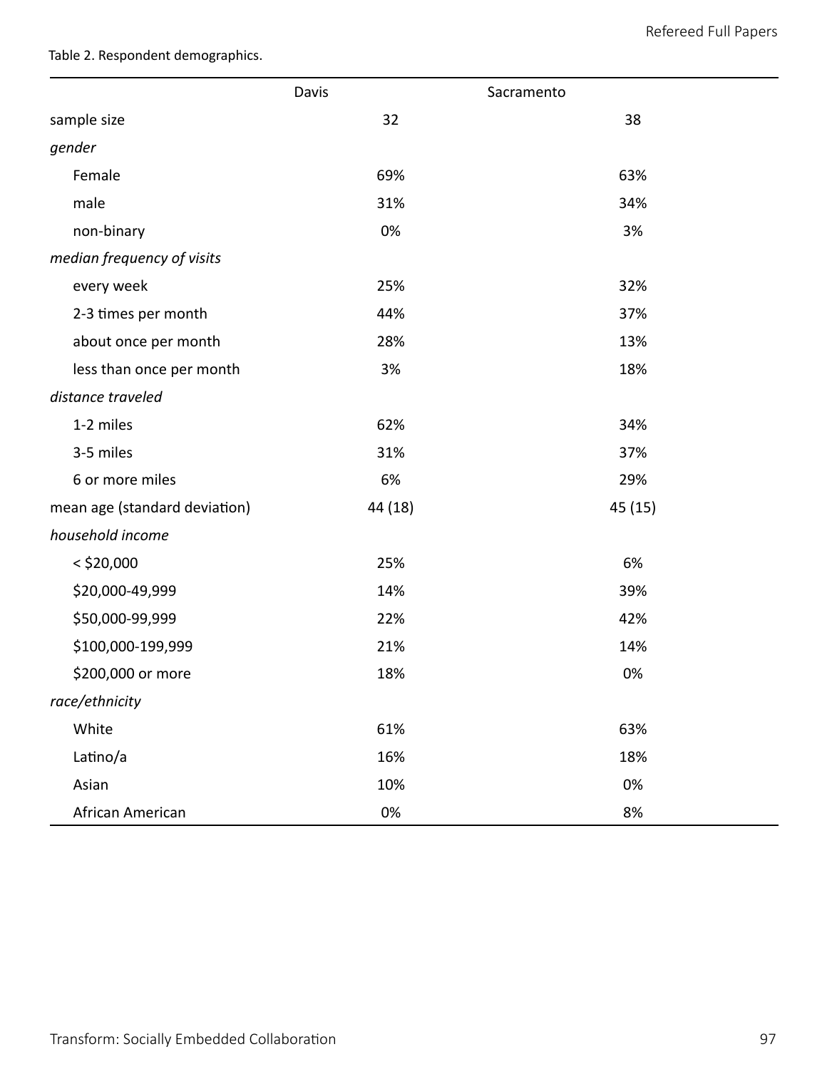Table 2. Respondent demographics.

| | Davis | Sacramento |
|---|---|---|
| sample size | 32 | 38 |
| *gender* | | |
| Female | 69% | 63% |
| male | 31% | 34% |
| non-binary | 0% | 3% |
| *median frequency of visits* | | |
| every week | 25% | 32% |
| 2-3 times per month | 44% | 37% |
| about once per month | 28% | 13% |
| less than once per month | 3% | 18% |
| *distance traveled* | | |
| 1-2 miles | 62% | 34% |
| 3-5 miles | 31% | 37% |
| 6 or more miles | 6% | 29% |
| mean age (standard deviation) | 44 (18) | 45 (15) |
| *household income* | | |
| < $20,000 | 25% | 6% |
| $20,000-49,999 | 14% | 39% |
| $50,000-99,999 | 22% | 42% |
| $100,000-199,999 | 21% | 14% |
| $200,000 or more | 18% | 0% |
| *race/ethnicity* | | |
| White | 61% | 63% |
| Latino/a | 16% | 18% |
| Asian | 10% | 0% |
| African American | 0% | 8% |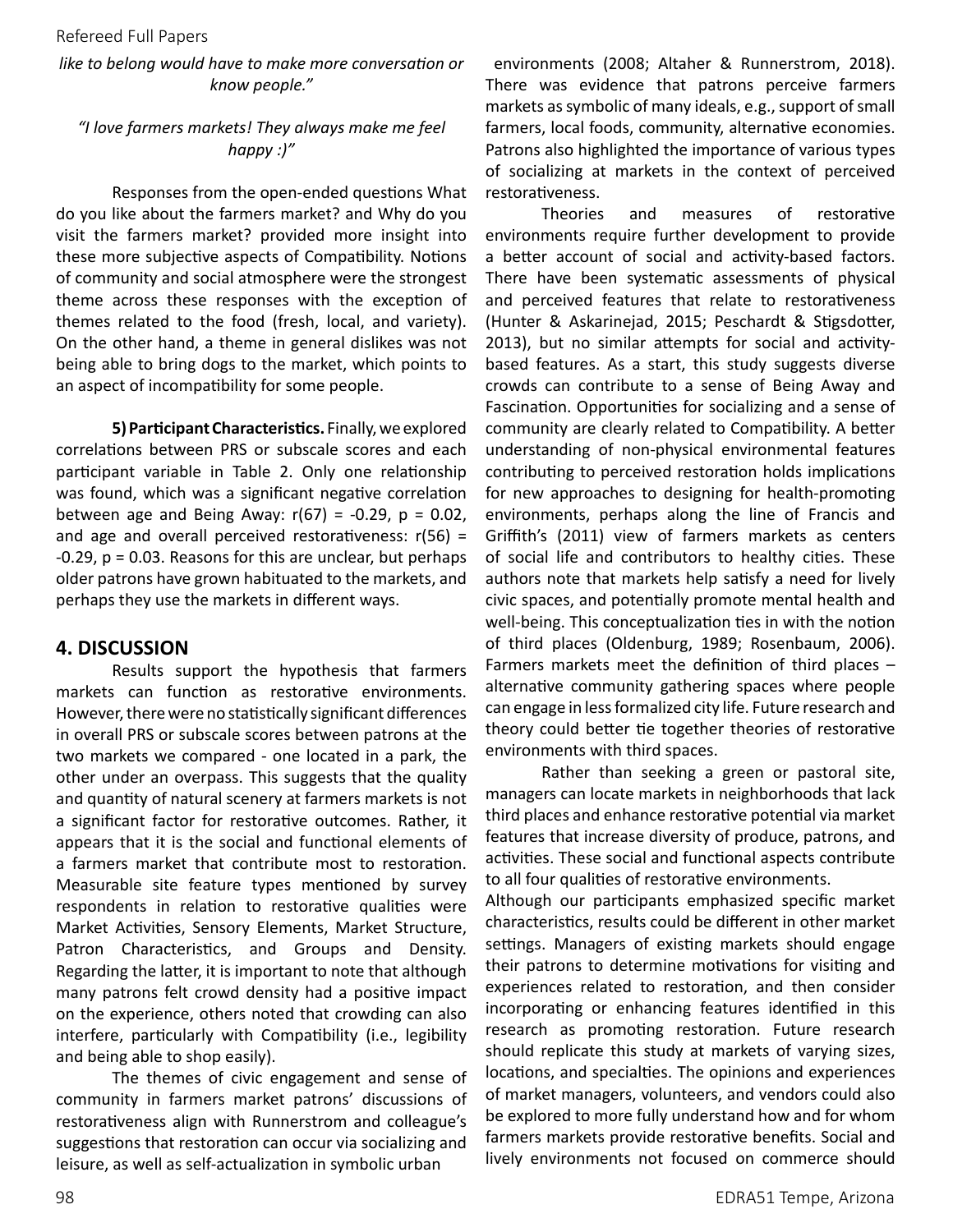*like to belong would have to make more conversation or know people."*

*"I love farmers markets! They always make me feel happy :)"*

Responses from the open-ended questions What do you like about the farmers market? and Why do you visit the farmers market? provided more insight into these more subjective aspects of Compatibility. Notions of community and social atmosphere were the strongest theme across these responses with the exception of themes related to the food (fresh, local, and variety). On the other hand, a theme in general dislikes was not being able to bring dogs to the market, which points to an aspect of incompatibility for some people.

**5) Participant Characteristics.** Finally, we explored correlations between PRS or subscale scores and each participant variable in Table 2. Only one relationship was found, which was a significant negative correlation between age and Being Away: $r(67) = -0.29$, $p = 0.02$, and age and overall perceived restorativeness: $r(56) = -0.29$, $p = 0.03$. Reasons for this are unclear, but perhaps older patrons have grown habituated to the markets, and perhaps they use the markets in different ways.

## 4. DISCUSSION

Results support the hypothesis that farmers markets can function as restorative environments. However, there were no statistically significant differences in overall PRS or subscale scores between patrons at the two markets we compared - one located in a park, the other under an overpass. This suggests that the quality and quantity of natural scenery at farmers markets is not a significant factor for restorative outcomes. Rather, it appears that it is the social and functional elements of a farmers market that contribute most to restoration. Measurable site feature types mentioned by survey respondents in relation to restorative qualities were Market Activities, Sensory Elements, Market Structure, Patron Characteristics, and Groups and Density. Regarding the latter, it is important to note that although many patrons felt crowd density had a positive impact on the experience, others noted that crowding can also interfere, particularly with Compatibility (i.e., legibility and being able to shop easily).

The themes of civic engagement and sense of community in farmers market patrons' discussions of restorativeness align with Runnerstrom and colleague's suggestions that restoration can occur via socializing and leisure, as well as self-actualization in symbolic urban environments (2008; Altaher & Runnerstrom, 2018). There was evidence that patrons perceive farmers markets as symbolic of many ideals, e.g., support of small farmers, local foods, community, alternative economies. Patrons also highlighted the importance of various types of socializing at markets in the context of perceived restorativeness.

Theories and measures of restorative environments require further development to provide a better account of social and activity-based factors. There have been systematic assessments of physical and perceived features that relate to restorativeness (Hunter & Askarinejad, 2015; Peschardt & Stigsdotter, 2013), but no similar attempts for social and activity-based features. As a start, this study suggests diverse crowds can contribute to a sense of Being Away and Fascination. Opportunities for socializing and a sense of community are clearly related to Compatibility. A better understanding of non-physical environmental features contributing to perceived restoration holds implications for new approaches to designing for health-promoting environments, perhaps along the line of Francis and Griffith's (2011) view of farmers markets as centers of social life and contributors to healthy cities. These authors note that markets help satisfy a need for lively civic spaces, and potentially promote mental health and well-being. This conceptualization ties in with the notion of third places (Oldenburg, 1989; Rosenbaum, 2006). Farmers markets meet the definition of third places – alternative community gathering spaces where people can engage in less formalized city life. Future research and theory could better tie together theories of restorative environments with third spaces.

Rather than seeking a green or pastoral site, managers can locate markets in neighborhoods that lack third places and enhance restorative potential via market features that increase diversity of produce, patrons, and activities. These social and functional aspects contribute to all four qualities of restorative environments.

Although our participants emphasized specific market characteristics, results could be different in other market settings. Managers of existing markets should engage their patrons to determine motivations for visiting and experiences related to restoration, and then consider incorporating or enhancing features identified in this research as promoting restoration. Future research should replicate this study at markets of varying sizes, locations, and specialties. The opinions and experiences of market managers, volunteers, and vendors could also be explored to more fully understand how and for whom farmers markets provide restorative benefits. Social and lively environments not focused on commerce should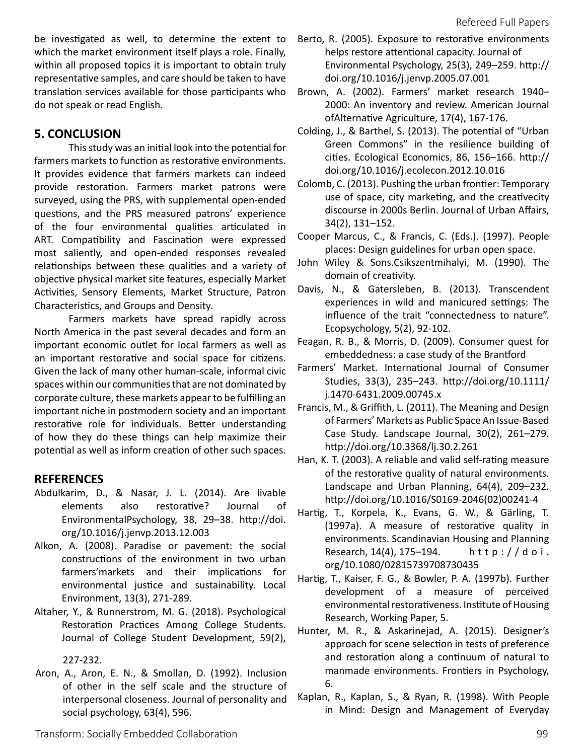be investigated as well, to determine the extent to which the market environment itself plays a role. Finally, within all proposed topics it is important to obtain truly representative samples, and care should be taken to have translation services available for those participants who do not speak or read English.

## 5. CONCLUSION

This study was an initial look into the potential for farmers markets to function as restorative environments. It provides evidence that farmers markets can indeed provide restoration. Farmers market patrons were surveyed, using the PRS, with supplemental open-ended questions, and the PRS measured patrons' experience of the four environmental qualities articulated in ART. Compatibility and Fascination were expressed most saliently, and open-ended responses revealed relationships between these qualities and a variety of objective physical market site features, especially Market Activities, Sensory Elements, Market Structure, Patron Characteristics, and Groups and Density.

Farmers markets have spread rapidly across North America in the past several decades and form an important economic outlet for local farmers as well as an important restorative and social space for citizens. Given the lack of many other human-scale, informal civic spaces within our communities that are not dominated by corporate culture, these markets appear to be fulfilling an important niche in postmodern society and an important restorative role for individuals. Better understanding of how they do these things can help maximize their potential as well as inform creation of other such spaces.

## REFERENCES

Abdulkarim, D., & Nasar, J. L. (2014). Are livable elements also restorative? Journal of EnvironmentalPsychology, 38, 29–38. http://doi.org/10.1016/j.jenvp.2013.12.003

Alkon, A. (2008). Paradise or pavement: the social constructions of the environment in two urban farmers'markets and their implications for environmental justice and sustainability. Local Environment, 13(3), 271-289.

Altaher, Y., & Runnerstrom, M. G. (2018). Psychological Restoration Practices Among College Students. Journal of College Student Development, 59(2), 227-232.

Aron, A., Aron, E. N., & Smollan, D. (1992). Inclusion of other in the self scale and the structure of interpersonal closeness. Journal of personality and social psychology, 63(4), 596.

Berto, R. (2005). Exposure to restorative environments helps restore attentional capacity. Journal of Environmental Psychology, 25(3), 249–259. http://doi.org/10.1016/j.jenvp.2005.07.001

Brown, A. (2002). Farmers' market research 1940–2000: An inventory and review. American Journal ofAlternative Agriculture, 17(4), 167-176.

Colding, J., & Barthel, S. (2013). The potential of "Urban Green Commons" in the resilience building of cities. Ecological Economics, 86, 156–166. http://doi.org/10.1016/j.ecolecon.2012.10.016

Colomb, C. (2013). Pushing the urban frontier: Temporary use of space, city marketing, and the creativecity discourse in 2000s Berlin. Journal of Urban Affairs, 34(2), 131–152.

Cooper Marcus, C., & Francis, C. (Eds.). (1997). People places: Design guidelines for urban open space. John Wiley & Sons.Csikszentmihalyi, M. (1990). The domain of creativity.

Davis, N., & Gatersleben, B. (2013). Transcendent experiences in wild and manicured settings: The influence of the trait "connectedness to nature". Ecopsychology, 5(2), 92-102.

Feagan, R. B., & Morris, D. (2009). Consumer quest for embeddedness: a case study of the Brantford Farmers' Market. International Journal of Consumer Studies, 33(3), 235–243. http://doi.org/10.1111/j.1470-6431.2009.00745.x

Francis, M., & Griffith, L. (2011). The Meaning and Design of Farmers' Markets as Public Space An Issue-Based Case Study. Landscape Journal, 30(2), 261–279. http://doi.org/10.3368/lj.30.2.261

Han, K. T. (2003). A reliable and valid self-rating measure of the restorative quality of natural environments. Landscape and Urban Planning, 64(4), 209–232. http://doi.org/10.1016/S0169-2046(02)00241-4

Hartig, T., Korpela, K., Evans, G. W., & Gärling, T. (1997a). A measure of restorative quality in environments. Scandinavian Housing and Planning Research, 14(4), 175–194. http://doi.org/10.1080/02815739708730435

Hartig, T., Kaiser, F. G., & Bowler, P. A. (1997b). Further development of a measure of perceived environmental restorativeness. Institute of Housing Research, Working Paper, 5.

Hunter, M. R., & Askarinejad, A. (2015). Designer's approach for scene selection in tests of preference and restoration along a continuum of natural to manmade environments. Frontiers in Psychology, 6.

Kaplan, R., Kaplan, S., & Ryan, R. (1998). With People in Mind: Design and Management of Everyday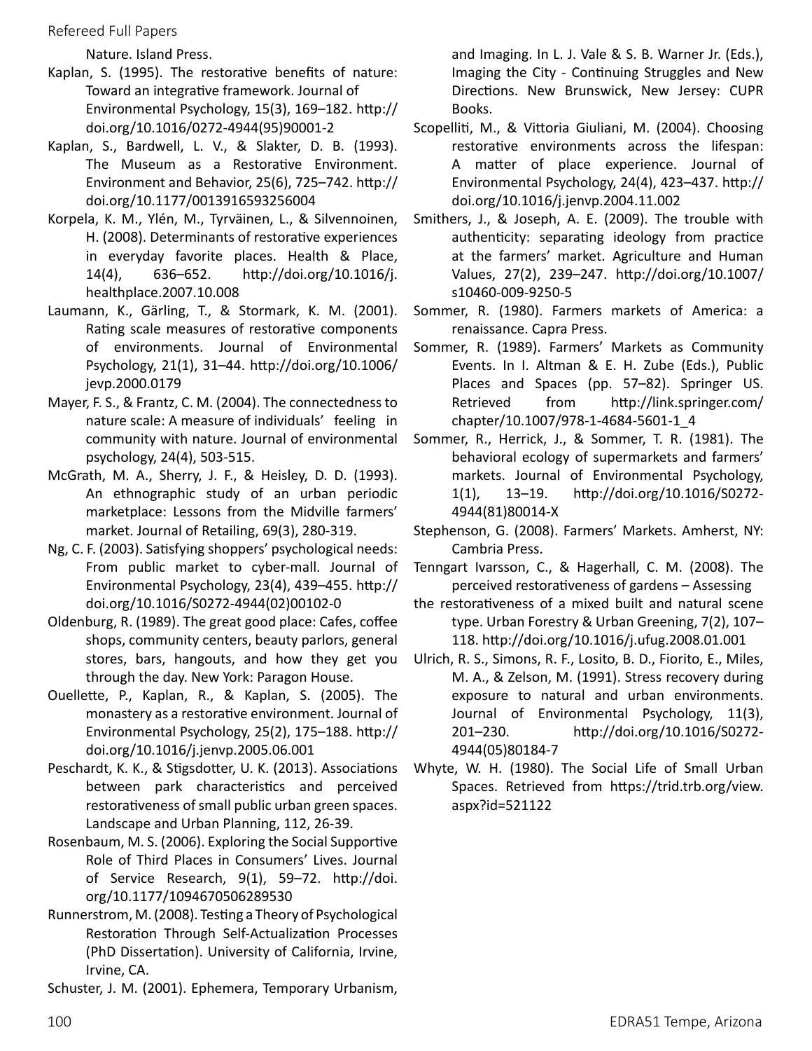Nature. Island Press.

Kaplan, S. (1995). The restorative benefits of nature: Toward an integrative framework. Journal of Environmental Psychology, 15(3), 169–182. http://doi.org/10.1016/0272-4944(95)90001-2

Kaplan, S., Bardwell, L. V., & Slakter, D. B. (1993). The Museum as a Restorative Environment. Environment and Behavior, 25(6), 725–742. http://doi.org/10.1177/0013916593256004

Korpela, K. M., Ylén, M., Tyrväinen, L., & Silvennoinen, H. (2008). Determinants of restorative experiences in everyday favorite places. Health & Place, 14(4), 636–652. http://doi.org/10.1016/j.healthplace.2007.10.008

Laumann, K., Gärling, T., & Stormark, K. M. (2001). Rating scale measures of restorative components of environments. Journal of Environmental Psychology, 21(1), 31–44. http://doi.org/10.1006/jevp.2000.0179

Mayer, F. S., & Frantz, C. M. (2004). The connectedness to nature scale: A measure of individuals' feeling in community with nature. Journal of environmental psychology, 24(4), 503-515.

McGrath, M. A., Sherry, J. F., & Heisley, D. D. (1993). An ethnographic study of an urban periodic marketplace: Lessons from the Midville farmers' market. Journal of Retailing, 69(3), 280-319.

Ng, C. F. (2003). Satisfying shoppers' psychological needs: From public market to cyber-mall. Journal of Environmental Psychology, 23(4), 439–455. http://doi.org/10.1016/S0272-4944(02)00102-0

Oldenburg, R. (1989). The great good place: Cafes, coffee shops, community centers, beauty parlors, general stores, bars, hangouts, and how they get you through the day. New York: Paragon House.

Ouellette, P., Kaplan, R., & Kaplan, S. (2005). The monastery as a restorative environment. Journal of Environmental Psychology, 25(2), 175–188. http://doi.org/10.1016/j.jenvp.2005.06.001

Peschardt, K. K., & Stigsdotter, U. K. (2013). Associations between park characteristics and perceived restorativeness of small public urban green spaces. Landscape and Urban Planning, 112, 26-39.

Rosenbaum, M. S. (2006). Exploring the Social Supportive Role of Third Places in Consumers' Lives. Journal of Service Research, 9(1), 59–72. http://doi.org/10.1177/1094670506289530

Runnerstrom, M. (2008). Testing a Theory of Psychological Restoration Through Self-Actualization Processes (PhD Dissertation). University of California, Irvine, Irvine, CA.

Schuster, J. M. (2001). Ephemera, Temporary Urbanism, and Imaging. In L. J. Vale & S. B. Warner Jr. (Eds.), Imaging the City - Continuing Struggles and New Directions. New Brunswick, New Jersey: CUPR Books.

Scopelliti, M., & Vittoria Giuliani, M. (2004). Choosing restorative environments across the lifespan: A matter of place experience. Journal of Environmental Psychology, 24(4), 423–437. http://doi.org/10.1016/j.jenvp.2004.11.002

Smithers, J., & Joseph, A. E. (2009). The trouble with authenticity: separating ideology from practice at the farmers' market. Agriculture and Human Values, 27(2), 239–247. http://doi.org/10.1007/s10460-009-9250-5

Sommer, R. (1980). Farmers markets of America: a renaissance. Capra Press.

Sommer, R. (1989). Farmers' Markets as Community Events. In I. Altman & E. H. Zube (Eds.), Public Places and Spaces (pp. 57–82). Springer US. Retrieved from http://link.springer.com/chapter/10.1007/978-1-4684-5601-1_4

Sommer, R., Herrick, J., & Sommer, T. R. (1981). The behavioral ecology of supermarkets and farmers' markets. Journal of Environmental Psychology, 1(1), 13–19. http://doi.org/10.1016/S0272-4944(81)80014-X

Stephenson, G. (2008). Farmers' Markets. Amherst, NY: Cambria Press.

Tenngart Ivarsson, C., & Hagerhall, C. M. (2008). The perceived restorativeness of gardens – Assessing the restorativeness of a mixed built and natural scene type. Urban Forestry & Urban Greening, 7(2), 107–118. http://doi.org/10.1016/j.ufug.2008.01.001

Ulrich, R. S., Simons, R. F., Losito, B. D., Fiorito, E., Miles, M. A., & Zelson, M. (1991). Stress recovery during exposure to natural and urban environments. Journal of Environmental Psychology, 11(3), 201–230. http://doi.org/10.1016/S0272-4944(05)80184-7

Whyte, W. H. (1980). The Social Life of Small Urban Spaces. Retrieved from https://trid.trb.org/view.aspx?id=521122